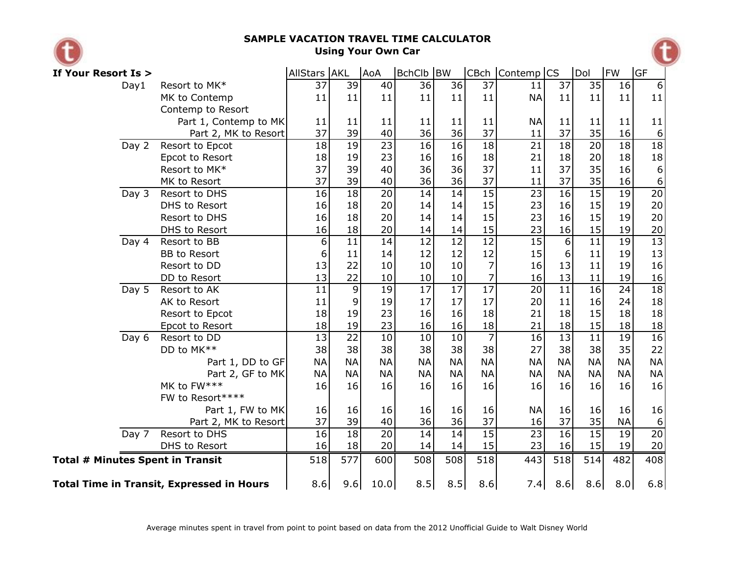# SAMPLE VACATION TRAVEL TIME CALCULATOR
## Using Your Own Car

| **If Your Resort Is >** | | | AllStars | AKL | AoA | BchClb | BW | CBch | Contemp | CS | Dol | FW | GF |
|---|---|---|---|---|---|---|---|---|---|---|---|---|---|
| | Day1 | Resort to MK* | 37 | 39 | 40 | 36 | 36 | 37 | 11 | 37 | 35 | 16 | 6 |
| | | MK to Contemp | 11 | 11 | 11 | 11 | 11 | 11 | NA | 11 | 11 | 11 | 11 |
| | | Contemp to Resort | | | | | | | | | | | |
| | | Part 1, Contemp to MK | 11 | 11 | 11 | 11 | 11 | 11 | NA | 11 | 11 | 11 | 11 |
| | | Part 2, MK to Resort | 37 | 39 | 40 | 36 | 36 | 37 | 11 | 37 | 35 | 16 | 6 |
| | Day 2 | Resort to Epcot | 18 | 19 | 23 | 16 | 16 | 18 | 21 | 18 | 20 | 18 | 18 |
| | | Epcot to Resort | 18 | 19 | 23 | 16 | 16 | 18 | 21 | 18 | 20 | 18 | 18 |
| | | Resort to MK* | 37 | 39 | 40 | 36 | 36 | 37 | 11 | 37 | 35 | 16 | 6 |
| | | MK to Resort | 37 | 39 | 40 | 36 | 36 | 37 | 11 | 37 | 35 | 16 | 6 |
| | Day 3 | Resort to DHS | 16 | 18 | 20 | 14 | 14 | 15 | 23 | 16 | 15 | 19 | 20 |
| | | DHS to Resort | 16 | 18 | 20 | 14 | 14 | 15 | 23 | 16 | 15 | 19 | 20 |
| | | Resort to DHS | 16 | 18 | 20 | 14 | 14 | 15 | 23 | 16 | 15 | 19 | 20 |
| | | DHS to Resort | 16 | 18 | 20 | 14 | 14 | 15 | 23 | 16 | 15 | 19 | 20 |
| | Day 4 | Resort to BB | 6 | 11 | 14 | 12 | 12 | 12 | 15 | 6 | 11 | 19 | 13 |
| | | BB to Resort | 6 | 11 | 14 | 12 | 12 | 12 | 15 | 6 | 11 | 19 | 13 |
| | | Resort to DD | 13 | 22 | 10 | 10 | 10 | 7 | 16 | 13 | 11 | 19 | 16 |
| | | DD to Resort | 13 | 22 | 10 | 10 | 10 | 7 | 16 | 13 | 11 | 19 | 16 |
| | Day 5 | Resort to AK | 11 | 9 | 19 | 17 | 17 | 17 | 20 | 11 | 16 | 24 | 18 |
| | | AK to Resort | 11 | 9 | 19 | 17 | 17 | 17 | 20 | 11 | 16 | 24 | 18 |
| | | Resort to Epcot | 18 | 19 | 23 | 16 | 16 | 18 | 21 | 18 | 15 | 18 | 18 |
| | | Epcot to Resort | 18 | 19 | 23 | 16 | 16 | 18 | 21 | 18 | 15 | 18 | 18 |
| | Day 6 | Resort to DD | 13 | 22 | 10 | 10 | 10 | 7 | 16 | 13 | 11 | 19 | 16 |
| | | DD to MK** | 38 | 38 | 38 | 38 | 38 | 38 | 27 | 38 | 38 | 35 | 22 |
| | | Part 1, DD to GF | NA | NA | NA | NA | NA | NA | NA | NA | NA | NA | NA |
| | | Part 2, GF to MK | NA | NA | NA | NA | NA | NA | NA | NA | NA | NA | NA |
| | | MK to FW*** | 16 | 16 | 16 | 16 | 16 | 16 | 16 | 16 | 16 | 16 | 16 |
| | | FW to Resort**** | | | | | | | | | | | |
| | | Part 1, FW to MK | 16 | 16 | 16 | 16 | 16 | 16 | NA | 16 | 16 | 16 | 16 |
| | | Part 2, MK to Resort | 37 | 39 | 40 | 36 | 36 | 37 | 16 | 37 | 35 | NA | 6 |
| | Day 7 | Resort to DHS | 16 | 18 | 20 | 14 | 14 | 15 | 23 | 16 | 15 | 19 | 20 |
| | | DHS to Resort | 16 | 18 | 20 | 14 | 14 | 15 | 23 | 16 | 15 | 19 | 20 |
| **Total # Minutes Spent in Transit** | | | 518 | 577 | 600 | 508 | 508 | 518 | 443 | 518 | 514 | 482 | 408 |
| **Total Time in Transit, Expressed in Hours** | | | 8.6 | 9.6 | 10.0 | 8.5 | 8.5 | 8.6 | 7.4 | 8.6 | 8.6 | 8.0 | 6.8 |

Average minutes spent in travel from point to point based on data from the 2012 Unofficial Guide to Walt Disney World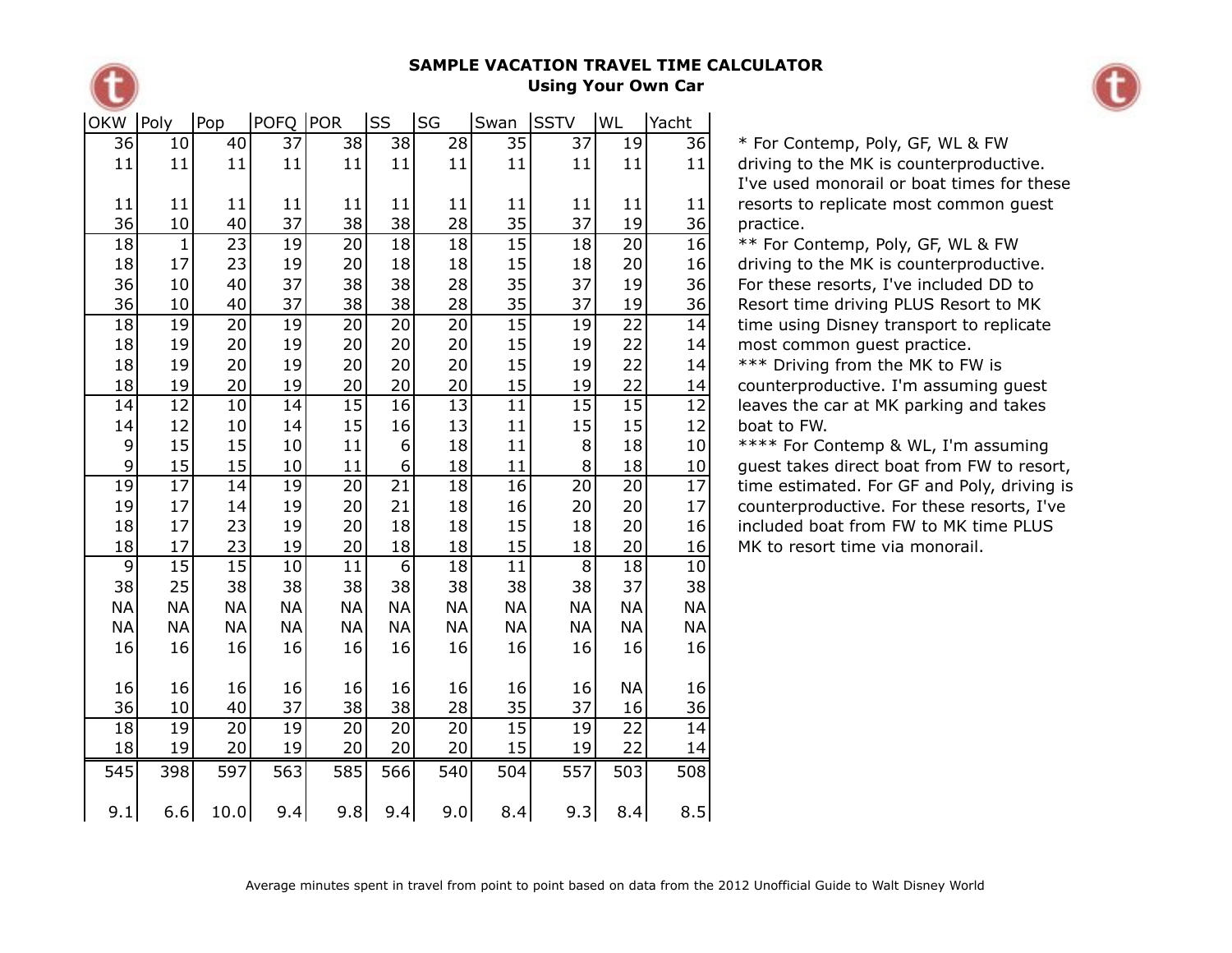**SAMPLE VACATION TRAVEL TIME CALCULATOR**
**Using Your Own Car**

| OKW | Poly | Pop | POFQ | POR | SS | SG | Swan | SSTV | WL | Yacht |
|---|---|---|---|---|---|---|---|---|---|---|
| 36 | 10 | 40 | 37 | 38 | 38 | 28 | 35 | 37 | 19 | 36 |
| 11 | 11 | 11 | 11 | 11 | 11 | 11 | 11 | 11 | 11 | 11 |
| | | | | | | | | | | |
| 11 | 11 | 11 | 11 | 11 | 11 | 11 | 11 | 11 | 11 | 11 |
| 36 | 10 | 40 | 37 | 38 | 38 | 28 | 35 | 37 | 19 | 36 |
| 18 | 1 | 23 | 19 | 20 | 18 | 18 | 15 | 18 | 20 | 16 |
| 18 | 17 | 23 | 19 | 20 | 18 | 18 | 15 | 18 | 20 | 16 |
| 36 | 10 | 40 | 37 | 38 | 38 | 28 | 35 | 37 | 19 | 36 |
| 36 | 10 | 40 | 37 | 38 | 38 | 28 | 35 | 37 | 19 | 36 |
| 18 | 19 | 20 | 19 | 20 | 20 | 20 | 15 | 19 | 22 | 14 |
| 18 | 19 | 20 | 19 | 20 | 20 | 20 | 15 | 19 | 22 | 14 |
| 18 | 19 | 20 | 19 | 20 | 20 | 20 | 15 | 19 | 22 | 14 |
| 18 | 19 | 20 | 19 | 20 | 20 | 20 | 15 | 19 | 22 | 14 |
| 14 | 12 | 10 | 14 | 15 | 16 | 13 | 11 | 15 | 15 | 12 |
| 14 | 12 | 10 | 14 | 15 | 16 | 13 | 11 | 15 | 15 | 12 |
| 9 | 15 | 15 | 10 | 11 | 6 | 18 | 11 | 8 | 18 | 10 |
| 9 | 15 | 15 | 10 | 11 | 6 | 18 | 11 | 8 | 18 | 10 |
| 19 | 17 | 14 | 19 | 20 | 21 | 18 | 16 | 20 | 20 | 17 |
| 19 | 17 | 14 | 19 | 20 | 21 | 18 | 16 | 20 | 20 | 17 |
| 18 | 17 | 23 | 19 | 20 | 18 | 18 | 15 | 18 | 20 | 16 |
| 18 | 17 | 23 | 19 | 20 | 18 | 18 | 15 | 18 | 20 | 16 |
| 9 | 15 | 15 | 10 | 11 | 6 | 18 | 11 | 8 | 18 | 10 |
| 38 | 25 | 38 | 38 | 38 | 38 | 38 | 38 | 38 | 37 | 38 |
| NA | NA | NA | NA | NA | NA | NA | NA | NA | NA | NA |
| NA | NA | NA | NA | NA | NA | NA | NA | NA | NA | NA |
| 16 | 16 | 16 | 16 | 16 | 16 | 16 | 16 | 16 | 16 | 16 |
| | | | | | | | | | | |
| 16 | 16 | 16 | 16 | 16 | 16 | 16 | 16 | 16 | NA | 16 |
| 36 | 10 | 40 | 37 | 38 | 38 | 28 | 35 | 37 | 16 | 36 |
| 18 | 19 | 20 | 19 | 20 | 20 | 20 | 15 | 19 | 22 | 14 |
| 18 | 19 | 20 | 19 | 20 | 20 | 20 | 15 | 19 | 22 | 14 |
| 545 | 398 | 597 | 563 | 585 | 566 | 540 | 504 | 557 | 503 | 508 |
| | | | | | | | | | | |
| 9.1 | 6.6 | 10.0 | 9.4 | 9.8 | 9.4 | 9.0 | 8.4 | 9.3 | 8.4 | 8.5 |

\* For Contemp, Poly, GF, WL & FW driving to the MK is counterproductive. I've used monorail or boat times for these resorts to replicate most common guest practice.

\*\* For Contemp, Poly, GF, WL & FW driving to the MK is counterproductive. For these resorts, I've included DD to Resort time driving PLUS Resort to MK time using Disney transport to replicate most common guest practice.

\*\*\* Driving from the MK to FW is counterproductive. I'm assuming guest leaves the car at MK parking and takes boat to FW.

\*\*\*\* For Contemp & WL, I'm assuming guest takes direct boat from FW to resort, time estimated. For GF and Poly, driving is counterproductive. For these resorts, I've included boat from FW to MK time PLUS MK to resort time via monorail.

Average minutes spent in travel from point to point based on data from the 2012 Unofficial Guide to Walt Disney World